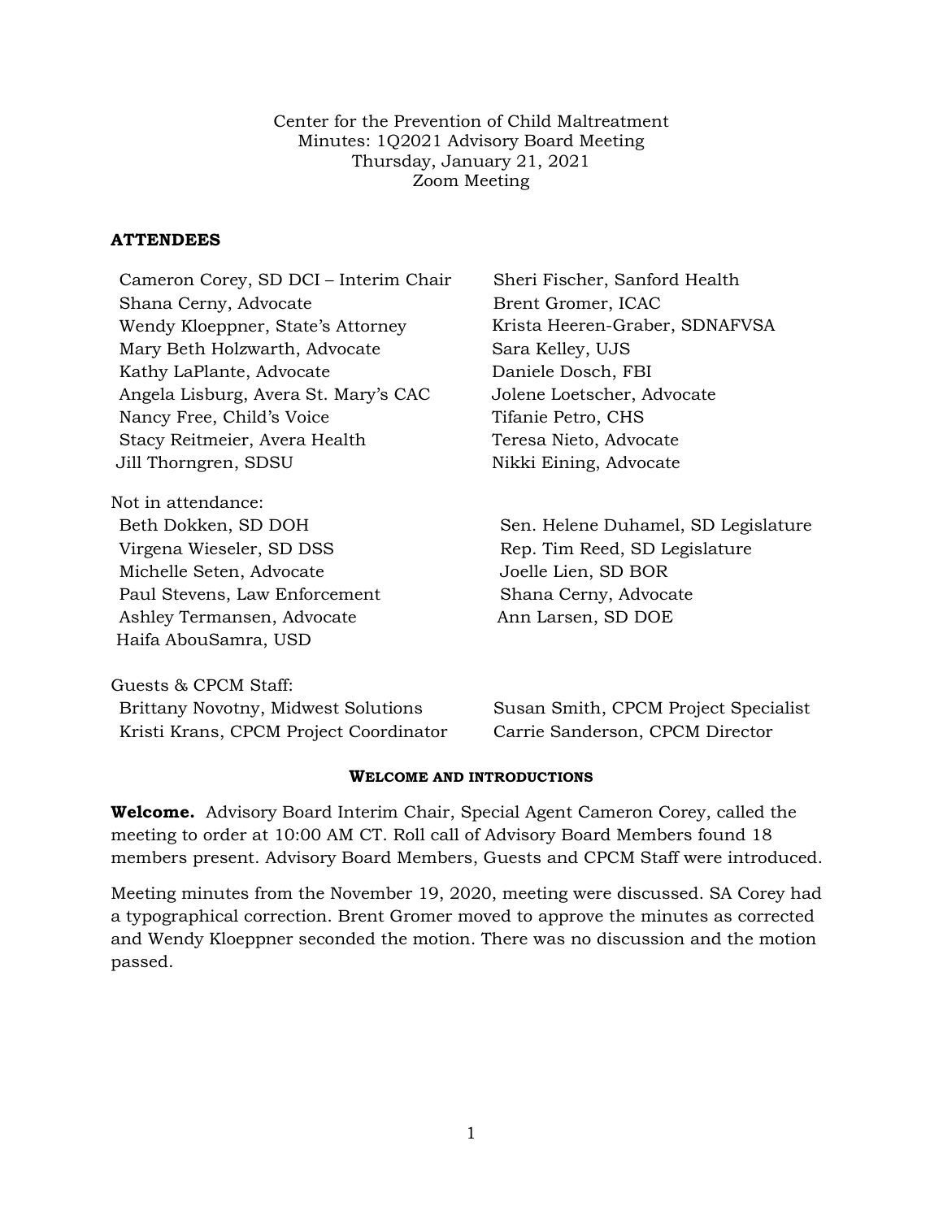Center for the Prevention of Child Maltreatment
Minutes: 1Q2021 Advisory Board Meeting
Thursday, January 21, 2021
Zoom Meeting

**ATTENDEES**

Cameron Corey, SD DCI – Interim Chair
Shana Cerny, Advocate
Wendy Kloeppner, State's Attorney
Mary Beth Holzwarth, Advocate
Kathy LaPlante, Advocate
Angela Lisburg, Avera St. Mary's CAC
Nancy Free, Child's Voice
Stacy Reitmeier, Avera Health
Jill Thorngren, SDSU
Sheri Fischer, Sanford Health
Brent Gromer, ICAC
Krista Heeren-Graber, SDNAFVSA
Sara Kelley, UJS
Daniele Dosch, FBI
Jolene Loetscher, Advocate
Tifanie Petro, CHS
Teresa Nieto, Advocate
Nikki Eining, Advocate

Not in attendance:
Beth Dokken, SD DOH
Virgena Wieseler, SD DSS
Michelle Seten, Advocate
Paul Stevens, Law Enforcement
Ashley Termansen, Advocate
Haifa AbouSamra, USD
Sen. Helene Duhamel, SD Legislature
Rep. Tim Reed, SD Legislature
Joelle Lien, SD BOR
Shana Cerny, Advocate
Ann Larsen, SD DOE

Guests & CPCM Staff:
Brittany Novotny, Midwest Solutions
Kristi Krans, CPCM Project Coordinator
Susan Smith, CPCM Project Specialist
Carrie Sanderson, CPCM Director

## WELCOME AND INTRODUCTIONS

**Welcome.** Advisory Board Interim Chair, Special Agent Cameron Corey, called the meeting to order at 10:00 AM CT. Roll call of Advisory Board Members found 18 members present. Advisory Board Members, Guests and CPCM Staff were introduced.

Meeting minutes from the November 19, 2020, meeting were discussed. SA Corey had a typographical correction. Brent Gromer moved to approve the minutes as corrected and Wendy Kloeppner seconded the motion. There was no discussion and the motion passed.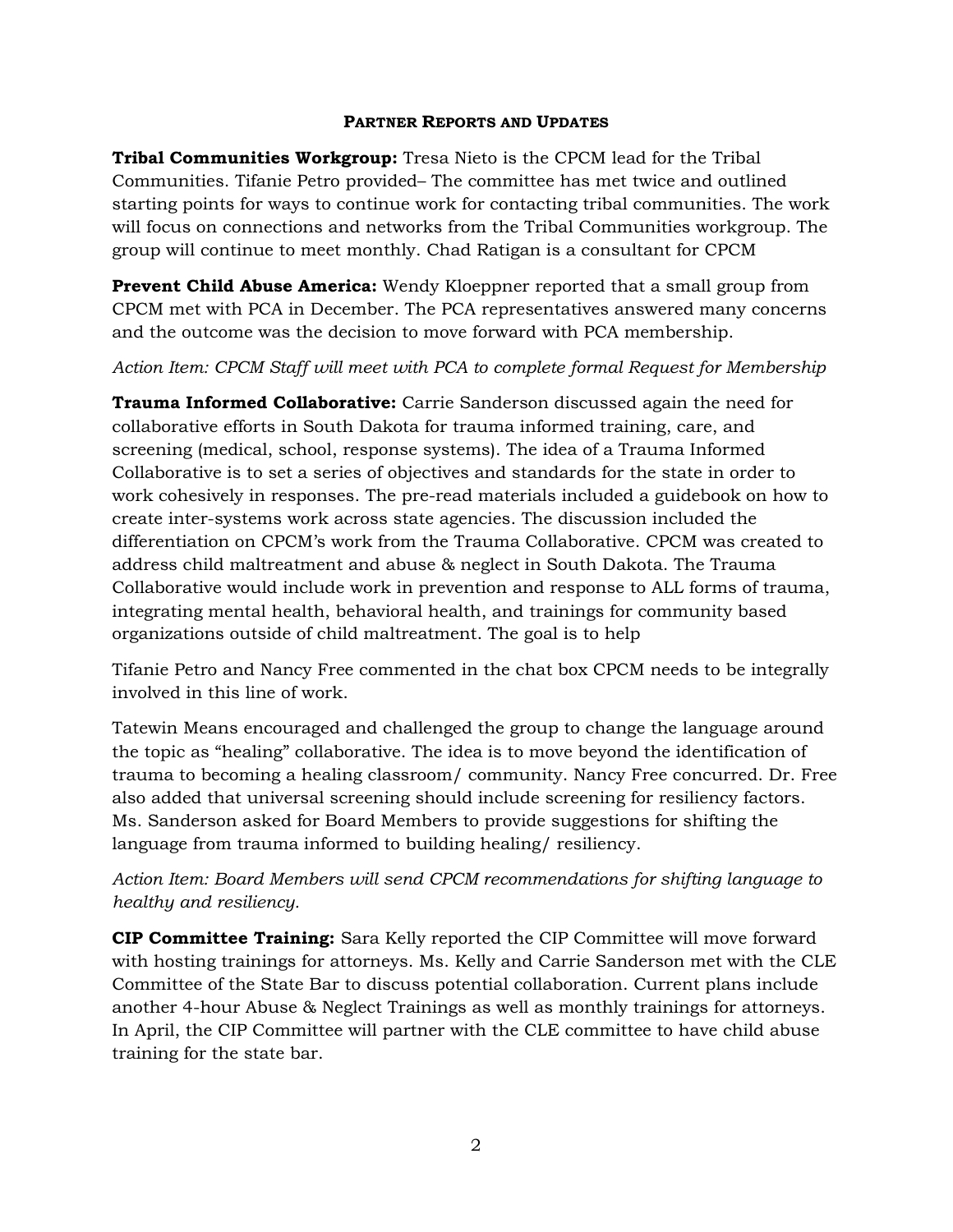## PARTNER REPORTS AND UPDATES

**Tribal Communities Workgroup:** Tresa Nieto is the CPCM lead for the Tribal Communities. Tifanie Petro provided– The committee has met twice and outlined starting points for ways to continue work for contacting tribal communities. The work will focus on connections and networks from the Tribal Communities workgroup. The group will continue to meet monthly. Chad Ratigan is a consultant for CPCM

**Prevent Child Abuse America:** Wendy Kloeppner reported that a small group from CPCM met with PCA in December. The PCA representatives answered many concerns and the outcome was the decision to move forward with PCA membership.

*Action Item: CPCM Staff will meet with PCA to complete formal Request for Membership*

**Trauma Informed Collaborative:** Carrie Sanderson discussed again the need for collaborative efforts in South Dakota for trauma informed training, care, and screening (medical, school, response systems). The idea of a Trauma Informed Collaborative is to set a series of objectives and standards for the state in order to work cohesively in responses. The pre-read materials included a guidebook on how to create inter-systems work across state agencies. The discussion included the differentiation on CPCM's work from the Trauma Collaborative. CPCM was created to address child maltreatment and abuse & neglect in South Dakota. The Trauma Collaborative would include work in prevention and response to ALL forms of trauma, integrating mental health, behavioral health, and trainings for community based organizations outside of child maltreatment. The goal is to help

Tifanie Petro and Nancy Free commented in the chat box CPCM needs to be integrally involved in this line of work.

Tatewin Means encouraged and challenged the group to change the language around the topic as "healing" collaborative. The idea is to move beyond the identification of trauma to becoming a healing classroom/ community. Nancy Free concurred. Dr. Free also added that universal screening should include screening for resiliency factors. Ms. Sanderson asked for Board Members to provide suggestions for shifting the language from trauma informed to building healing/ resiliency.

*Action Item: Board Members will send CPCM recommendations for shifting language to healthy and resiliency.*

**CIP Committee Training:** Sara Kelly reported the CIP Committee will move forward with hosting trainings for attorneys. Ms. Kelly and Carrie Sanderson met with the CLE Committee of the State Bar to discuss potential collaboration. Current plans include another 4-hour Abuse & Neglect Trainings as well as monthly trainings for attorneys. In April, the CIP Committee will partner with the CLE committee to have child abuse training for the state bar.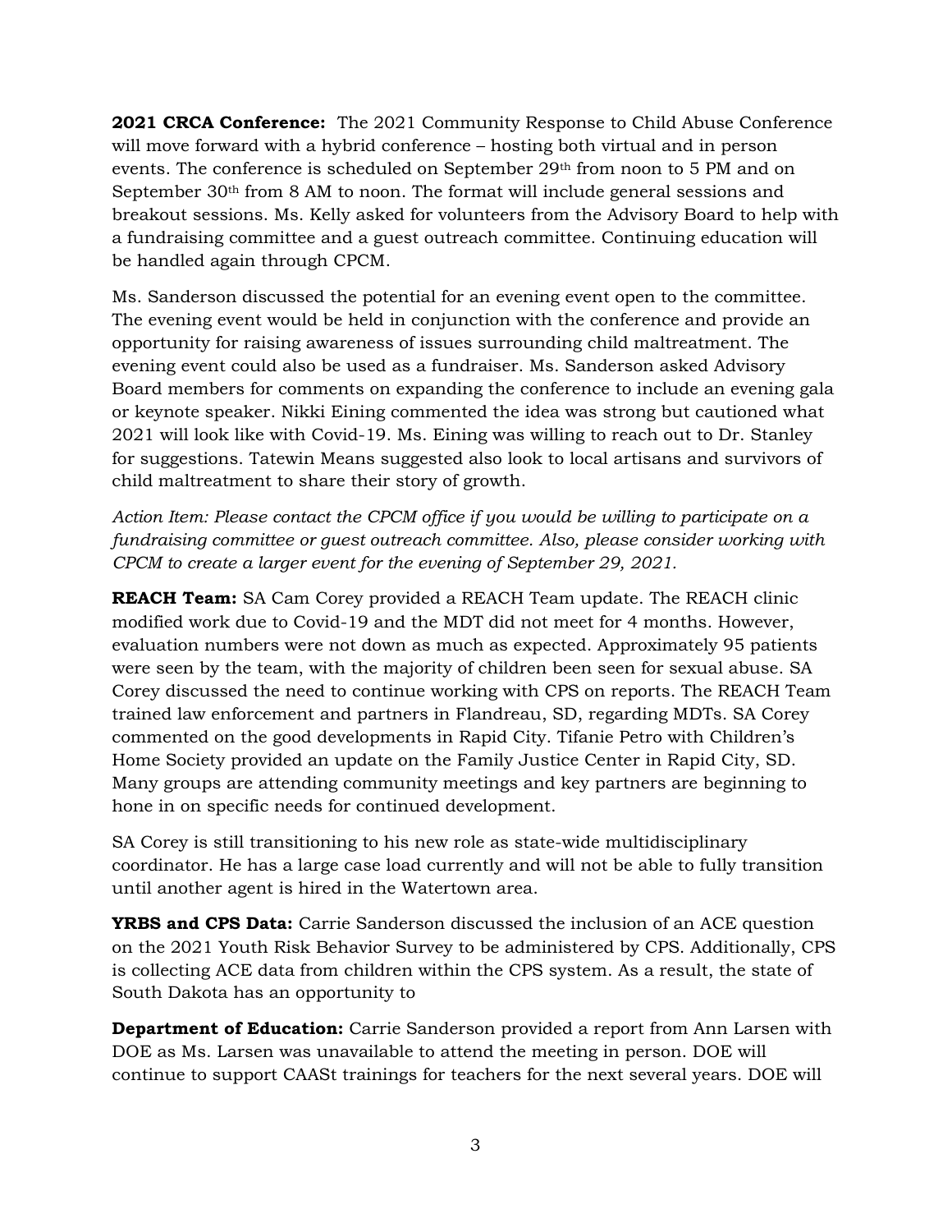**2021 CRCA Conference:** The 2021 Community Response to Child Abuse Conference will move forward with a hybrid conference – hosting both virtual and in person events. The conference is scheduled on September 29th from noon to 5 PM and on September 30th from 8 AM to noon. The format will include general sessions and breakout sessions. Ms. Kelly asked for volunteers from the Advisory Board to help with a fundraising committee and a guest outreach committee. Continuing education will be handled again through CPCM.

Ms. Sanderson discussed the potential for an evening event open to the committee. The evening event would be held in conjunction with the conference and provide an opportunity for raising awareness of issues surrounding child maltreatment. The evening event could also be used as a fundraiser. Ms. Sanderson asked Advisory Board members for comments on expanding the conference to include an evening gala or keynote speaker. Nikki Eining commented the idea was strong but cautioned what 2021 will look like with Covid-19. Ms. Eining was willing to reach out to Dr. Stanley for suggestions. Tatewin Means suggested also look to local artisans and survivors of child maltreatment to share their story of growth.

*Action Item: Please contact the CPCM office if you would be willing to participate on a fundraising committee or guest outreach committee. Also, please consider working with CPCM to create a larger event for the evening of September 29, 2021.*

**REACH Team:** SA Cam Corey provided a REACH Team update. The REACH clinic modified work due to Covid-19 and the MDT did not meet for 4 months. However, evaluation numbers were not down as much as expected. Approximately 95 patients were seen by the team, with the majority of children been seen for sexual abuse. SA Corey discussed the need to continue working with CPS on reports. The REACH Team trained law enforcement and partners in Flandreau, SD, regarding MDTs. SA Corey commented on the good developments in Rapid City. Tifanie Petro with Children's Home Society provided an update on the Family Justice Center in Rapid City, SD. Many groups are attending community meetings and key partners are beginning to hone in on specific needs for continued development.

SA Corey is still transitioning to his new role as state-wide multidisciplinary coordinator. He has a large case load currently and will not be able to fully transition until another agent is hired in the Watertown area.

**YRBS and CPS Data:** Carrie Sanderson discussed the inclusion of an ACE question on the 2021 Youth Risk Behavior Survey to be administered by CPS. Additionally, CPS is collecting ACE data from children within the CPS system. As a result, the state of South Dakota has an opportunity to

**Department of Education:** Carrie Sanderson provided a report from Ann Larsen with DOE as Ms. Larsen was unavailable to attend the meeting in person. DOE will continue to support CAASt trainings for teachers for the next several years. DOE will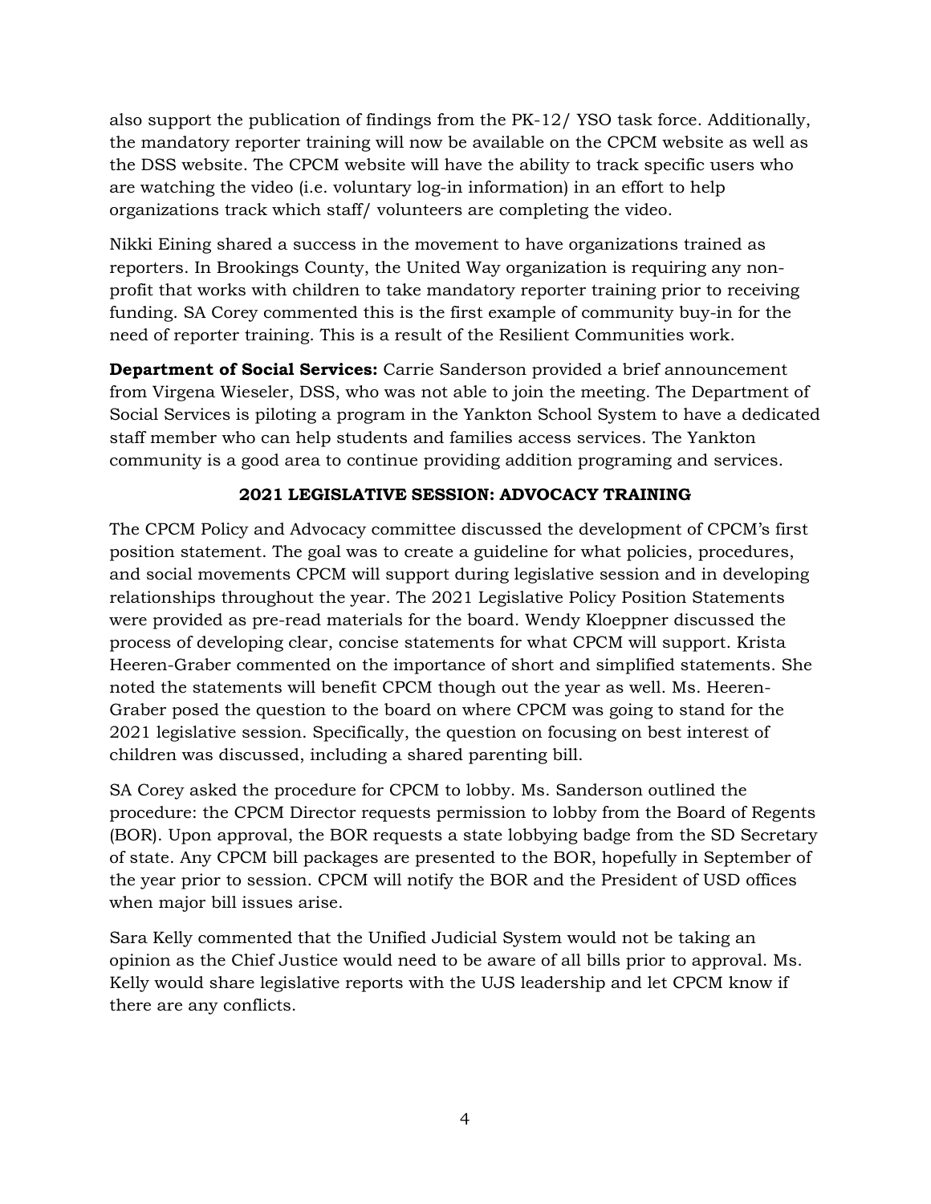also support the publication of findings from the PK-12/ YSO task force. Additionally, the mandatory reporter training will now be available on the CPCM website as well as the DSS website. The CPCM website will have the ability to track specific users who are watching the video (i.e. voluntary log-in information) in an effort to help organizations track which staff/ volunteers are completing the video.

Nikki Eining shared a success in the movement to have organizations trained as reporters. In Brookings County, the United Way organization is requiring any non-profit that works with children to take mandatory reporter training prior to receiving funding. SA Corey commented this is the first example of community buy-in for the need of reporter training. This is a result of the Resilient Communities work.

**Department of Social Services:** Carrie Sanderson provided a brief announcement from Virgena Wieseler, DSS, who was not able to join the meeting. The Department of Social Services is piloting a program in the Yankton School System to have a dedicated staff member who can help students and families access services. The Yankton community is a good area to continue providing addition programing and services.

## 2021 LEGISLATIVE SESSION: ADVOCACY TRAINING

The CPCM Policy and Advocacy committee discussed the development of CPCM's first position statement. The goal was to create a guideline for what policies, procedures, and social movements CPCM will support during legislative session and in developing relationships throughout the year. The 2021 Legislative Policy Position Statements were provided as pre-read materials for the board. Wendy Kloeppner discussed the process of developing clear, concise statements for what CPCM will support. Krista Heeren-Graber commented on the importance of short and simplified statements. She noted the statements will benefit CPCM though out the year as well. Ms. Heeren-Graber posed the question to the board on where CPCM was going to stand for the 2021 legislative session. Specifically, the question on focusing on best interest of children was discussed, including a shared parenting bill.

SA Corey asked the procedure for CPCM to lobby. Ms. Sanderson outlined the procedure: the CPCM Director requests permission to lobby from the Board of Regents (BOR). Upon approval, the BOR requests a state lobbying badge from the SD Secretary of state. Any CPCM bill packages are presented to the BOR, hopefully in September of the year prior to session. CPCM will notify the BOR and the President of USD offices when major bill issues arise.

Sara Kelly commented that the Unified Judicial System would not be taking an opinion as the Chief Justice would need to be aware of all bills prior to approval. Ms. Kelly would share legislative reports with the UJS leadership and let CPCM know if there are any conflicts.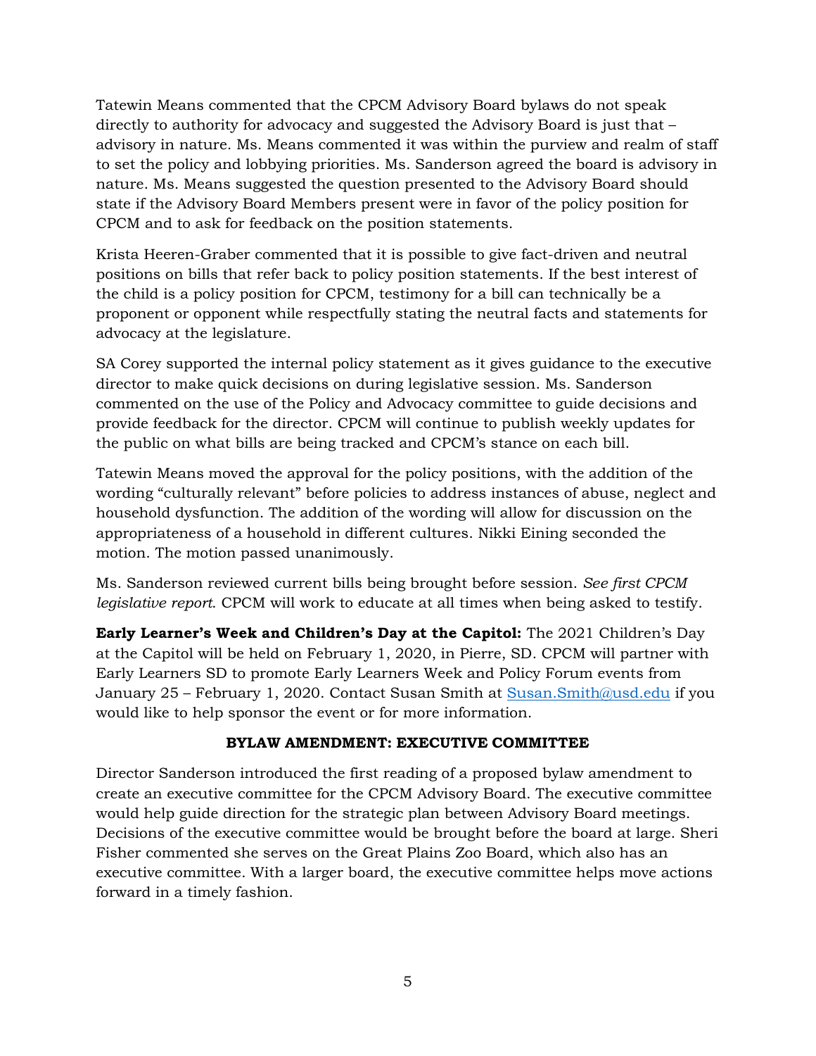Tatewin Means commented that the CPCM Advisory Board bylaws do not speak directly to authority for advocacy and suggested the Advisory Board is just that – advisory in nature. Ms. Means commented it was within the purview and realm of staff to set the policy and lobbying priorities. Ms. Sanderson agreed the board is advisory in nature. Ms. Means suggested the question presented to the Advisory Board should state if the Advisory Board Members present were in favor of the policy position for CPCM and to ask for feedback on the position statements.

Krista Heeren-Graber commented that it is possible to give fact-driven and neutral positions on bills that refer back to policy position statements. If the best interest of the child is a policy position for CPCM, testimony for a bill can technically be a proponent or opponent while respectfully stating the neutral facts and statements for advocacy at the legislature.

SA Corey supported the internal policy statement as it gives guidance to the executive director to make quick decisions on during legislative session. Ms. Sanderson commented on the use of the Policy and Advocacy committee to guide decisions and provide feedback for the director. CPCM will continue to publish weekly updates for the public on what bills are being tracked and CPCM's stance on each bill.

Tatewin Means moved the approval for the policy positions, with the addition of the wording "culturally relevant" before policies to address instances of abuse, neglect and household dysfunction. The addition of the wording will allow for discussion on the appropriateness of a household in different cultures. Nikki Eining seconded the motion. The motion passed unanimously.

Ms. Sanderson reviewed current bills being brought before session. *See first CPCM legislative report*. CPCM will work to educate at all times when being asked to testify.

**Early Learner's Week and Children's Day at the Capitol:** The 2021 Children's Day at the Capitol will be held on February 1, 2020, in Pierre, SD. CPCM will partner with Early Learners SD to promote Early Learners Week and Policy Forum events from January 25 – February 1, 2020. Contact Susan Smith at Susan.Smith@usd.edu if you would like to help sponsor the event or for more information.

### BYLAW AMENDMENT: EXECUTIVE COMMITTEE

Director Sanderson introduced the first reading of a proposed bylaw amendment to create an executive committee for the CPCM Advisory Board. The executive committee would help guide direction for the strategic plan between Advisory Board meetings. Decisions of the executive committee would be brought before the board at large. Sheri Fisher commented she serves on the Great Plains Zoo Board, which also has an executive committee. With a larger board, the executive committee helps move actions forward in a timely fashion.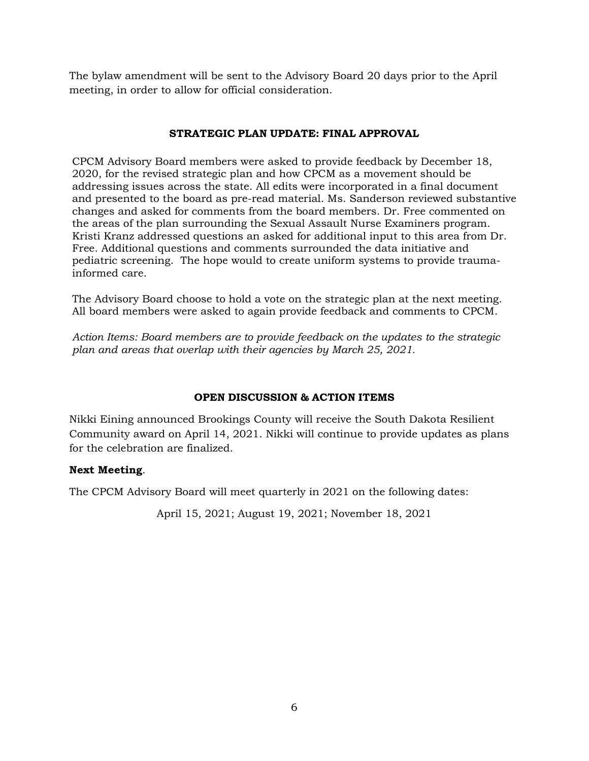The bylaw amendment will be sent to the Advisory Board 20 days prior to the April meeting, in order to allow for official consideration.

## STRATEGIC PLAN UPDATE: FINAL APPROVAL

CPCM Advisory Board members were asked to provide feedback by December 18, 2020, for the revised strategic plan and how CPCM as a movement should be addressing issues across the state. All edits were incorporated in a final document and presented to the board as pre-read material. Ms. Sanderson reviewed substantive changes and asked for comments from the board members. Dr. Free commented on the areas of the plan surrounding the Sexual Assault Nurse Examiners program. Kristi Kranz addressed questions an asked for additional input to this area from Dr. Free. Additional questions and comments surrounded the data initiative and pediatric screening. The hope would to create uniform systems to provide trauma-informed care.

The Advisory Board choose to hold a vote on the strategic plan at the next meeting. All board members were asked to again provide feedback and comments to CPCM.

*Action Items: Board members are to provide feedback on the updates to the strategic plan and areas that overlap with their agencies by March 25, 2021.*

## OPEN DISCUSSION & ACTION ITEMS

Nikki Eining announced Brookings County will receive the South Dakota Resilient Community award on April 14, 2021. Nikki will continue to provide updates as plans for the celebration are finalized.

**Next Meeting**.

The CPCM Advisory Board will meet quarterly in 2021 on the following dates:

April 15, 2021; August 19, 2021; November 18, 2021